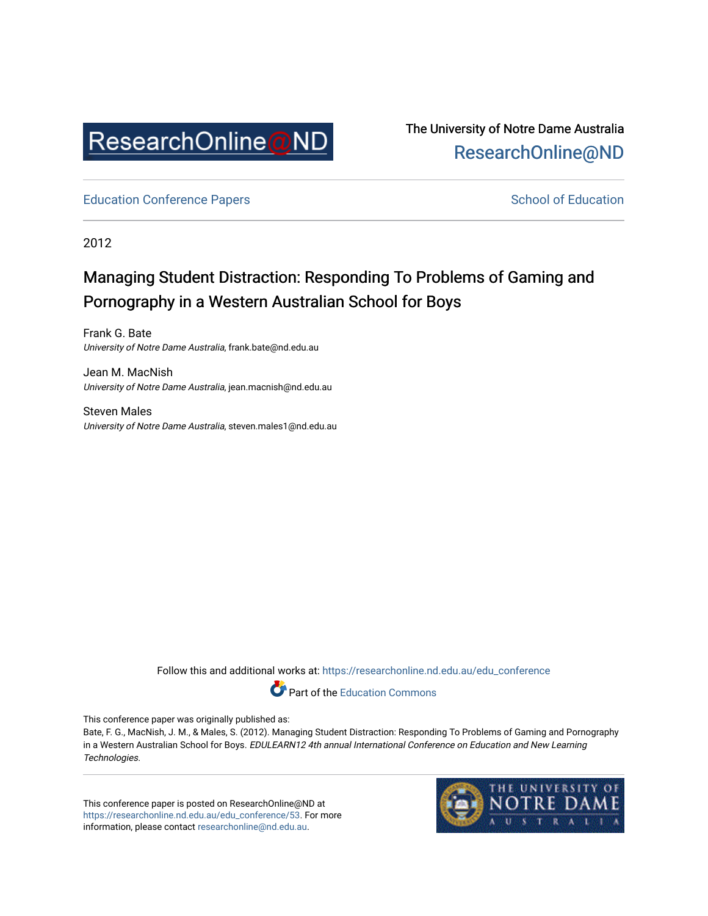The University of Notre Dame Australia
ResearchOnline@ND

Education Conference Papers | School of Education

2012

# Managing Student Distraction: Responding To Problems of Gaming and Pornography in a Western Australian School for Boys

Frank G. Bate
*University of Notre Dame Australia*, frank.bate@nd.edu.au

Jean M. MacNish
*University of Notre Dame Australia*, jean.macnish@nd.edu.au

Steven Males
*University of Notre Dame Australia*, steven.males1@nd.edu.au

Follow this and additional works at: https://researchonline.nd.edu.au/edu_conference

Part of the Education Commons

This conference paper was originally published as:
Bate, F. G., MacNish, J. M., & Males, S. (2012). Managing Student Distraction: Responding To Problems of Gaming and Pornography in a Western Australian School for Boys. *EDULEARN12 4th annual International Conference on Education and New Learning Technologies*.

This conference paper is posted on ResearchOnline@ND at https://researchonline.nd.edu.au/edu_conference/53. For more information, please contact researchonline@nd.edu.au.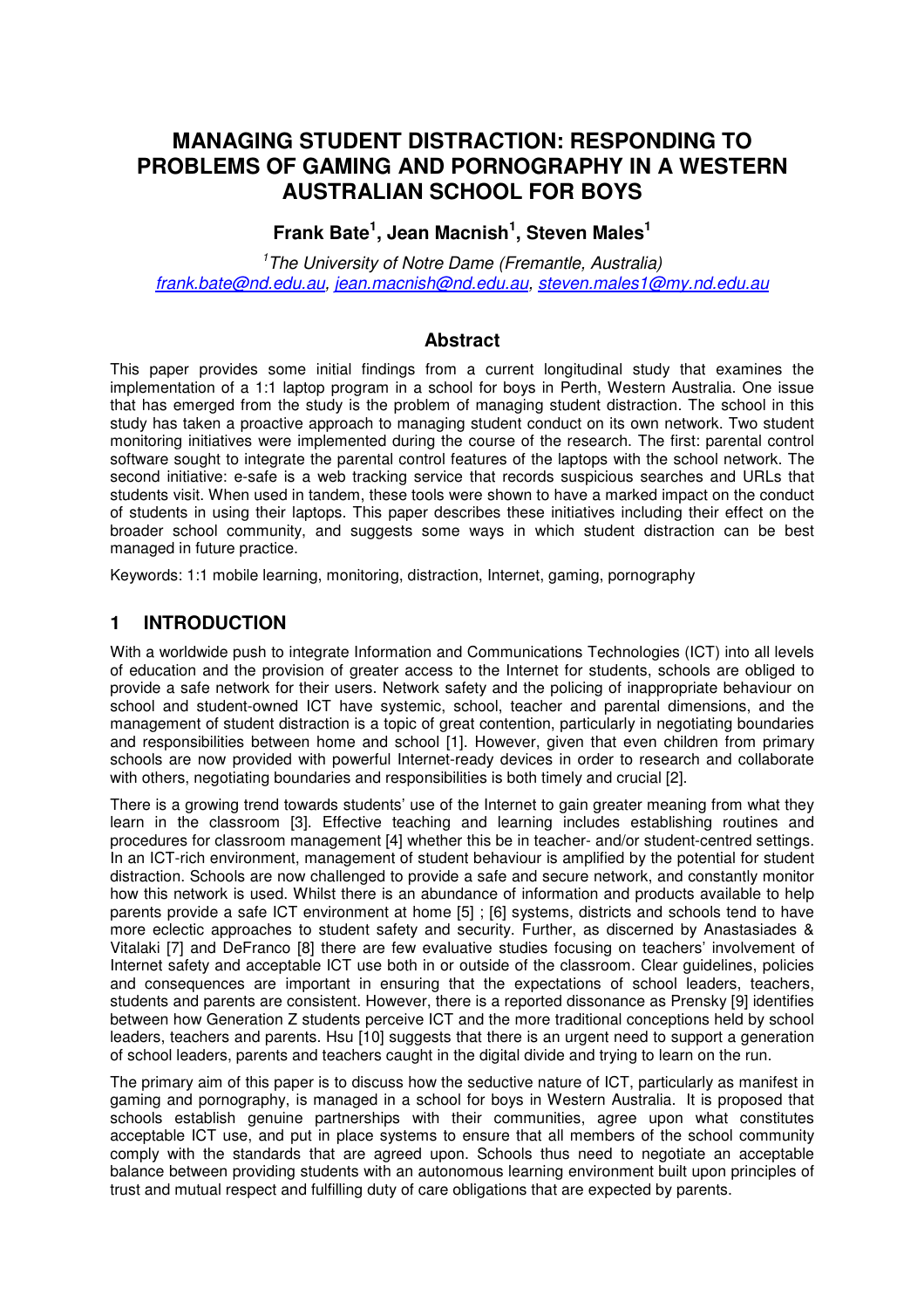# MANAGING STUDENT DISTRACTION: RESPONDING TO PROBLEMS OF GAMING AND PORNOGRAPHY IN A WESTERN AUSTRALIAN SCHOOL FOR BOYS

**Frank Bate[1], Jean Macnish[1], Steven Males[1]**

*[1]The University of Notre Dame (Fremantle, Australia)*
*frank.bate@nd.edu.au, jean.macnish@nd.edu.au, steven.males1@my.nd.edu.au*

## Abstract

This paper provides some initial findings from a current longitudinal study that examines the implementation of a 1:1 laptop program in a school for boys in Perth, Western Australia. One issue that has emerged from the study is the problem of managing student distraction. The school in this study has taken a proactive approach to managing student conduct on its own network. Two student monitoring initiatives were implemented during the course of the research. The first: parental control software sought to integrate the parental control features of the laptops with the school network. The second initiative: e-safe is a web tracking service that records suspicious searches and URLs that students visit. When used in tandem, these tools were shown to have a marked impact on the conduct of students in using their laptops. This paper describes these initiatives including their effect on the broader school community, and suggests some ways in which student distraction can be best managed in future practice.

Keywords: 1:1 mobile learning, monitoring, distraction, Internet, gaming, pornography

## 1 INTRODUCTION

With a worldwide push to integrate Information and Communications Technologies (ICT) into all levels of education and the provision of greater access to the Internet for students, schools are obliged to provide a safe network for their users. Network safety and the policing of inappropriate behaviour on school and student-owned ICT have systemic, school, teacher and parental dimensions, and the management of student distraction is a topic of great contention, particularly in negotiating boundaries and responsibilities between home and school [1]. However, given that even children from primary schools are now provided with powerful Internet-ready devices in order to research and collaborate with others, negotiating boundaries and responsibilities is both timely and crucial [2].

There is a growing trend towards students' use of the Internet to gain greater meaning from what they learn in the classroom [3]. Effective teaching and learning includes establishing routines and procedures for classroom management [4] whether this be in teacher- and/or student-centred settings. In an ICT-rich environment, management of student behaviour is amplified by the potential for student distraction. Schools are now challenged to provide a safe and secure network, and constantly monitor how this network is used. Whilst there is an abundance of information and products available to help parents provide a safe ICT environment at home [5] ; [6] systems, districts and schools tend to have more eclectic approaches to student safety and security. Further, as discerned by Anastasiades & Vitalaki [7] and DeFranco [8] there are few evaluative studies focusing on teachers' involvement of Internet safety and acceptable ICT use both in or outside of the classroom. Clear guidelines, policies and consequences are important in ensuring that the expectations of school leaders, teachers, students and parents are consistent. However, there is a reported dissonance as Prensky [9] identifies between how Generation Z students perceive ICT and the more traditional conceptions held by school leaders, teachers and parents. Hsu [10] suggests that there is an urgent need to support a generation of school leaders, parents and teachers caught in the digital divide and trying to learn on the run.

The primary aim of this paper is to discuss how the seductive nature of ICT, particularly as manifest in gaming and pornography, is managed in a school for boys in Western Australia. It is proposed that schools establish genuine partnerships with their communities, agree upon what constitutes acceptable ICT use, and put in place systems to ensure that all members of the school community comply with the standards that are agreed upon. Schools thus need to negotiate an acceptable balance between providing students with an autonomous learning environment built upon principles of trust and mutual respect and fulfilling duty of care obligations that are expected by parents.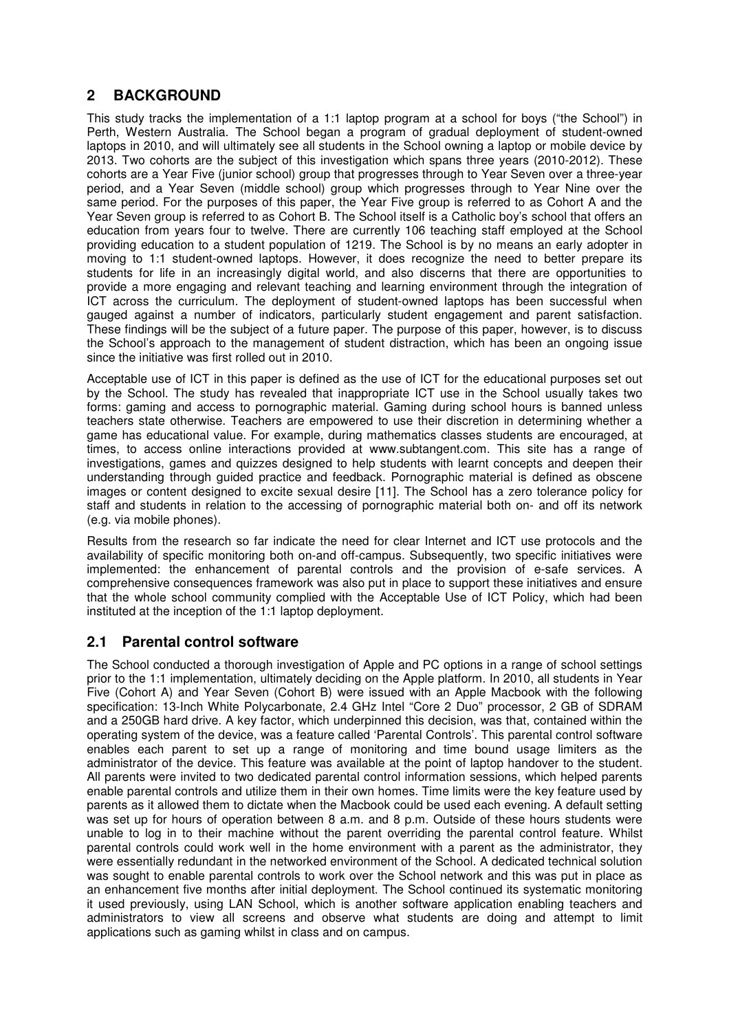## 2 BACKGROUND

This study tracks the implementation of a 1:1 laptop program at a school for boys ("the School") in Perth, Western Australia. The School began a program of gradual deployment of student-owned laptops in 2010, and will ultimately see all students in the School owning a laptop or mobile device by 2013. Two cohorts are the subject of this investigation which spans three years (2010-2012). These cohorts are a Year Five (junior school) group that progresses through to Year Seven over a three-year period, and a Year Seven (middle school) group which progresses through to Year Nine over the same period. For the purposes of this paper, the Year Five group is referred to as Cohort A and the Year Seven group is referred to as Cohort B. The School itself is a Catholic boy's school that offers an education from years four to twelve. There are currently 106 teaching staff employed at the School providing education to a student population of 1219. The School is by no means an early adopter in moving to 1:1 student-owned laptops. However, it does recognize the need to better prepare its students for life in an increasingly digital world, and also discerns that there are opportunities to provide a more engaging and relevant teaching and learning environment through the integration of ICT across the curriculum. The deployment of student-owned laptops has been successful when gauged against a number of indicators, particularly student engagement and parent satisfaction. These findings will be the subject of a future paper. The purpose of this paper, however, is to discuss the School's approach to the management of student distraction, which has been an ongoing issue since the initiative was first rolled out in 2010.

Acceptable use of ICT in this paper is defined as the use of ICT for the educational purposes set out by the School. The study has revealed that inappropriate ICT use in the School usually takes two forms: gaming and access to pornographic material. Gaming during school hours is banned unless teachers state otherwise. Teachers are empowered to use their discretion in determining whether a game has educational value. For example, during mathematics classes students are encouraged, at times, to access online interactions provided at www.subtangent.com. This site has a range of investigations, games and quizzes designed to help students with learnt concepts and deepen their understanding through guided practice and feedback. Pornographic material is defined as obscene images or content designed to excite sexual desire [11]. The School has a zero tolerance policy for staff and students in relation to the accessing of pornographic material both on- and off its network (e.g. via mobile phones).

Results from the research so far indicate the need for clear Internet and ICT use protocols and the availability of specific monitoring both on-and off-campus. Subsequently, two specific initiatives were implemented: the enhancement of parental controls and the provision of e-safe services. A comprehensive consequences framework was also put in place to support these initiatives and ensure that the whole school community complied with the Acceptable Use of ICT Policy, which had been instituted at the inception of the 1:1 laptop deployment.

### 2.1 Parental control software

The School conducted a thorough investigation of Apple and PC options in a range of school settings prior to the 1:1 implementation, ultimately deciding on the Apple platform. In 2010, all students in Year Five (Cohort A) and Year Seven (Cohort B) were issued with an Apple Macbook with the following specification: 13-Inch White Polycarbonate, 2.4 GHz Intel "Core 2 Duo" processor, 2 GB of SDRAM and a 250GB hard drive. A key factor, which underpinned this decision, was that, contained within the operating system of the device, was a feature called 'Parental Controls'. This parental control software enables each parent to set up a range of monitoring and time bound usage limiters as the administrator of the device. This feature was available at the point of laptop handover to the student. All parents were invited to two dedicated parental control information sessions, which helped parents enable parental controls and utilize them in their own homes. Time limits were the key feature used by parents as it allowed them to dictate when the Macbook could be used each evening. A default setting was set up for hours of operation between 8 a.m. and 8 p.m. Outside of these hours students were unable to log in to their machine without the parent overriding the parental control feature. Whilst parental controls could work well in the home environment with a parent as the administrator, they were essentially redundant in the networked environment of the School. A dedicated technical solution was sought to enable parental controls to work over the School network and this was put in place as an enhancement five months after initial deployment. The School continued its systematic monitoring it used previously, using LAN School, which is another software application enabling teachers and administrators to view all screens and observe what students are doing and attempt to limit applications such as gaming whilst in class and on campus.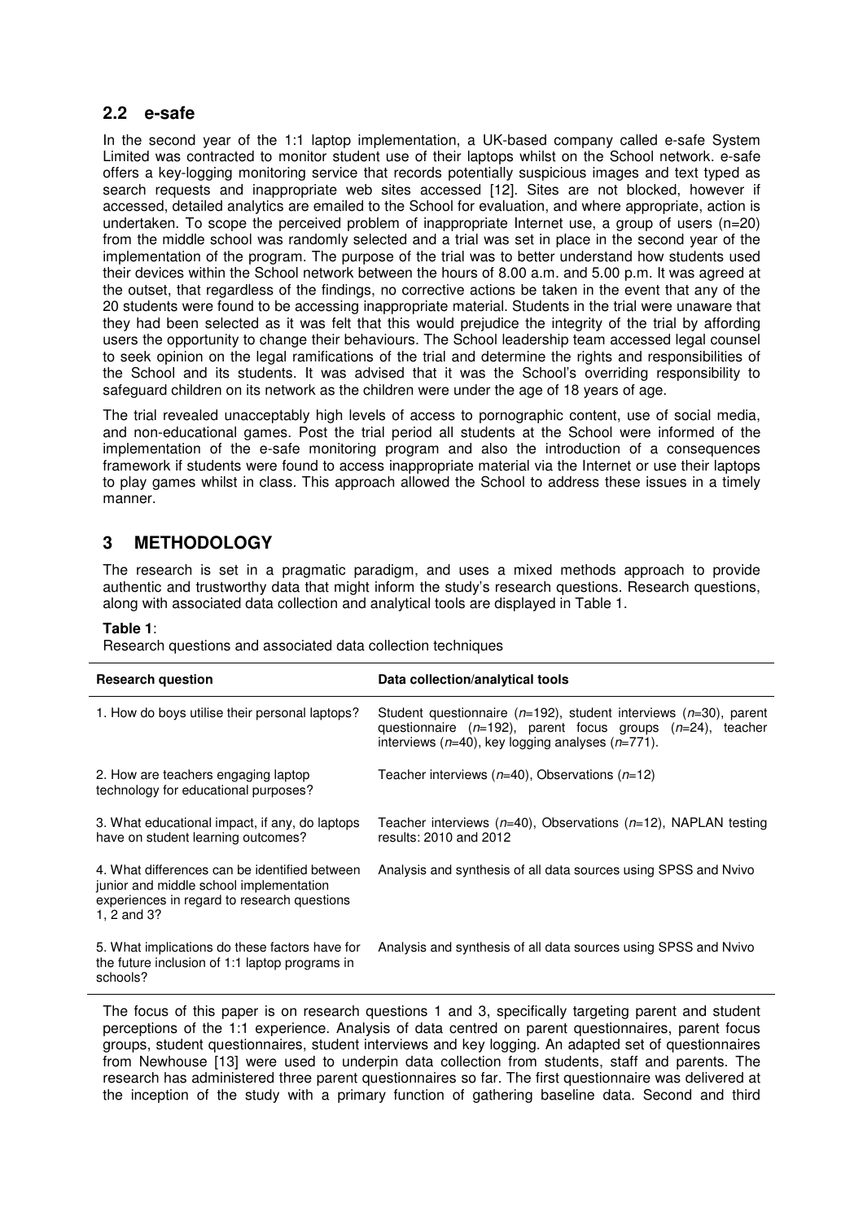## 2.2 e-safe

In the second year of the 1:1 laptop implementation, a UK-based company called e-safe System Limited was contracted to monitor student use of their laptops whilst on the School network. e-safe offers a key-logging monitoring service that records potentially suspicious images and text typed as search requests and inappropriate web sites accessed [12]. Sites are not blocked, however if accessed, detailed analytics are emailed to the School for evaluation, and where appropriate, action is undertaken. To scope the perceived problem of inappropriate Internet use, a group of users (n=20) from the middle school was randomly selected and a trial was set in place in the second year of the implementation of the program. The purpose of the trial was to better understand how students used their devices within the School network between the hours of 8.00 a.m. and 5.00 p.m. It was agreed at the outset, that regardless of the findings, no corrective actions be taken in the event that any of the 20 students were found to be accessing inappropriate material. Students in the trial were unaware that they had been selected as it was felt that this would prejudice the integrity of the trial by affording users the opportunity to change their behaviours. The School leadership team accessed legal counsel to seek opinion on the legal ramifications of the trial and determine the rights and responsibilities of the School and its students. It was advised that it was the School's overriding responsibility to safeguard children on its network as the children were under the age of 18 years of age.

The trial revealed unacceptably high levels of access to pornographic content, use of social media, and non-educational games. Post the trial period all students at the School were informed of the implementation of the e-safe monitoring program and also the introduction of a consequences framework if students were found to access inappropriate material via the Internet or use their laptops to play games whilst in class. This approach allowed the School to address these issues in a timely manner.

# 3 METHODOLOGY

The research is set in a pragmatic paradigm, and uses a mixed methods approach to provide authentic and trustworthy data that might inform the study's research questions. Research questions, along with associated data collection and analytical tools are displayed in Table 1.

**Table 1**:
Research questions and associated data collection techniques

| **Research question** | **Data collection/analytical tools** |
|---|---|
| 1. How do boys utilise their personal laptops? | Student questionnaire (*n*=192), student interviews (*n*=30), parent questionnaire (*n*=192), parent focus groups (*n*=24), teacher interviews (*n*=40), key logging analyses (*n*=771). |
| 2. How are teachers engaging laptop technology for educational purposes? | Teacher interviews (*n*=40), Observations (*n*=12) |
| 3. What educational impact, if any, do laptops have on student learning outcomes? | Teacher interviews (*n*=40), Observations (*n*=12), NAPLAN testing results: 2010 and 2012 |
| 4. What differences can be identified between junior and middle school implementation experiences in regard to research questions 1, 2 and 3? | Analysis and synthesis of all data sources using SPSS and Nvivo |
| 5. What implications do these factors have for the future inclusion of 1:1 laptop programs in schools? | Analysis and synthesis of all data sources using SPSS and Nvivo |

The focus of this paper is on research questions 1 and 3, specifically targeting parent and student perceptions of the 1:1 experience. Analysis of data centred on parent questionnaires, parent focus groups, student questionnaires, student interviews and key logging. An adapted set of questionnaires from Newhouse [13] were used to underpin data collection from students, staff and parents. The research has administered three parent questionnaires so far. The first questionnaire was delivered at the inception of the study with a primary function of gathering baseline data. Second and third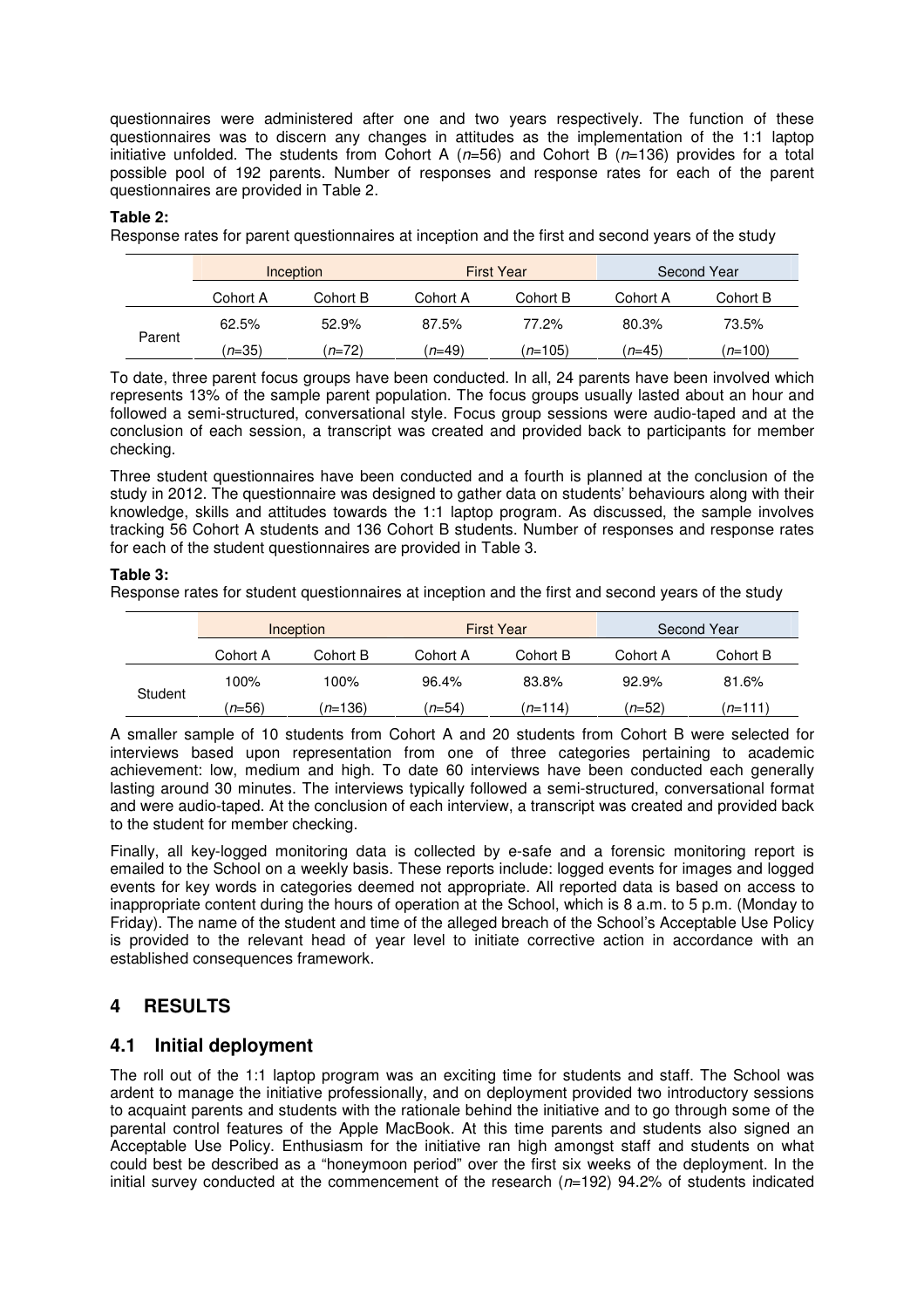questionnaires were administered after one and two years respectively. The function of these questionnaires was to discern any changes in attitudes as the implementation of the 1:1 laptop initiative unfolded. The students from Cohort A (*n*=56) and Cohort B (*n*=136) provides for a total possible pool of 192 parents. Number of responses and response rates for each of the parent questionnaires are provided in Table 2.

**Table 2:**

Response rates for parent questionnaires at inception and the first and second years of the study

| | Inception | | First Year | | Second Year | |
|---|---|---|---|---|---|---|
| | Cohort A | Cohort B | Cohort A | Cohort B | Cohort A | Cohort B |
| Parent | 62.5% (*n*=35) | 52.9% (*n*=72) | 87.5% (*n*=49) | 77.2% (*n*=105) | 80.3% (*n*=45) | 73.5% (*n*=100) |

To date, three parent focus groups have been conducted. In all, 24 parents have been involved which represents 13% of the sample parent population. The focus groups usually lasted about an hour and followed a semi-structured, conversational style. Focus group sessions were audio-taped and at the conclusion of each session, a transcript was created and provided back to participants for member checking.

Three student questionnaires have been conducted and a fourth is planned at the conclusion of the study in 2012. The questionnaire was designed to gather data on students' behaviours along with their knowledge, skills and attitudes towards the 1:1 laptop program. As discussed, the sample involves tracking 56 Cohort A students and 136 Cohort B students. Number of responses and response rates for each of the student questionnaires are provided in Table 3.

**Table 3:**

Response rates for student questionnaires at inception and the first and second years of the study

| | Inception | | First Year | | Second Year | |
|---|---|---|---|---|---|---|
| | Cohort A | Cohort B | Cohort A | Cohort B | Cohort A | Cohort B |
| Student | 100% (*n*=56) | 100% (*n*=136) | 96.4% (*n*=54) | 83.8% (*n*=114) | 92.9% (*n*=52) | 81.6% (*n*=111) |

A smaller sample of 10 students from Cohort A and 20 students from Cohort B were selected for interviews based upon representation from one of three categories pertaining to academic achievement: low, medium and high. To date 60 interviews have been conducted each generally lasting around 30 minutes. The interviews typically followed a semi-structured, conversational format and were audio-taped. At the conclusion of each interview, a transcript was created and provided back to the student for member checking.

Finally, all key-logged monitoring data is collected by e-safe and a forensic monitoring report is emailed to the School on a weekly basis. These reports include: logged events for images and logged events for key words in categories deemed not appropriate. All reported data is based on access to inappropriate content during the hours of operation at the School, which is 8 a.m. to 5 p.m. (Monday to Friday). The name of the student and time of the alleged breach of the School's Acceptable Use Policy is provided to the relevant head of year level to initiate corrective action in accordance with an established consequences framework.

## 4 RESULTS

### 4.1 Initial deployment

The roll out of the 1:1 laptop program was an exciting time for students and staff. The School was ardent to manage the initiative professionally, and on deployment provided two introductory sessions to acquaint parents and students with the rationale behind the initiative and to go through some of the parental control features of the Apple MacBook. At this time parents and students also signed an Acceptable Use Policy. Enthusiasm for the initiative ran high amongst staff and students on what could best be described as a "honeymoon period" over the first six weeks of the deployment. In the initial survey conducted at the commencement of the research (*n*=192) 94.2% of students indicated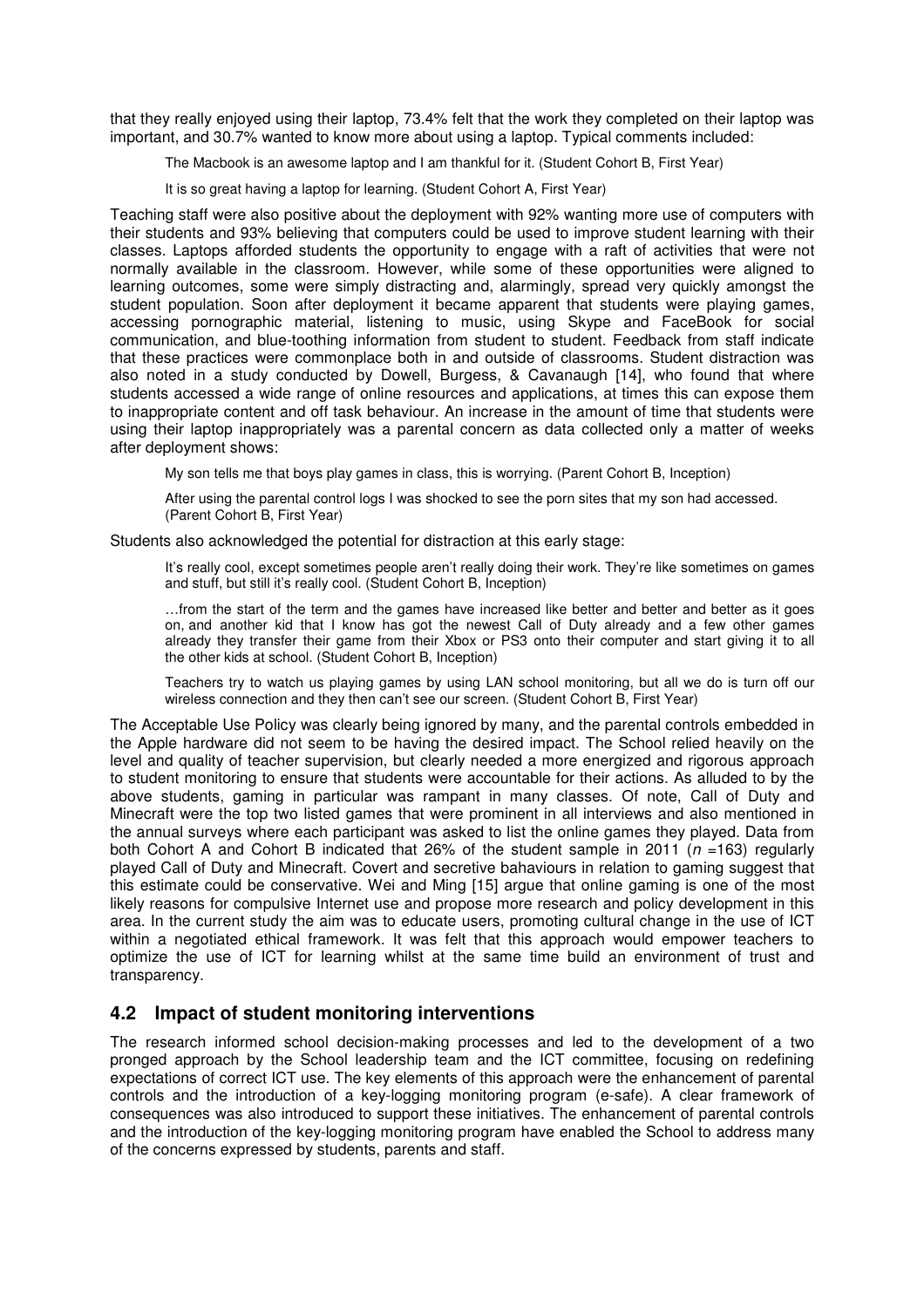that they really enjoyed using their laptop, 73.4% felt that the work they completed on their laptop was important, and 30.7% wanted to know more about using a laptop. Typical comments included:

> The Macbook is an awesome laptop and I am thankful for it. (Student Cohort B, First Year)

> It is so great having a laptop for learning. (Student Cohort A, First Year)

Teaching staff were also positive about the deployment with 92% wanting more use of computers with their students and 93% believing that computers could be used to improve student learning with their classes. Laptops afforded students the opportunity to engage with a raft of activities that were not normally available in the classroom. However, while some of these opportunities were aligned to learning outcomes, some were simply distracting and, alarmingly, spread very quickly amongst the student population. Soon after deployment it became apparent that students were playing games, accessing pornographic material, listening to music, using Skype and FaceBook for social communication, and blue-toothing information from student to student. Feedback from staff indicate that these practices were commonplace both in and outside of classrooms. Student distraction was also noted in a study conducted by Dowell, Burgess, & Cavanaugh [14], who found that where students accessed a wide range of online resources and applications, at times this can expose them to inappropriate content and off task behaviour. An increase in the amount of time that students were using their laptop inappropriately was a parental concern as data collected only a matter of weeks after deployment shows:

> My son tells me that boys play games in class, this is worrying. (Parent Cohort B, Inception)

> After using the parental control logs I was shocked to see the porn sites that my son had accessed. (Parent Cohort B, First Year)

Students also acknowledged the potential for distraction at this early stage:

> It's really cool, except sometimes people aren't really doing their work. They're like sometimes on games and stuff, but still it's really cool. (Student Cohort B, Inception)

> …from the start of the term and the games have increased like better and better and better as it goes on, and another kid that I know has got the newest Call of Duty already and a few other games already they transfer their game from their Xbox or PS3 onto their computer and start giving it to all the other kids at school. (Student Cohort B, Inception)

> Teachers try to watch us playing games by using LAN school monitoring, but all we do is turn off our wireless connection and they then can't see our screen. (Student Cohort B, First Year)

The Acceptable Use Policy was clearly being ignored by many, and the parental controls embedded in the Apple hardware did not seem to be having the desired impact. The School relied heavily on the level and quality of teacher supervision, but clearly needed a more energized and rigorous approach to student monitoring to ensure that students were accountable for their actions. As alluded to by the above students, gaming in particular was rampant in many classes. Of note, Call of Duty and Minecraft were the top two listed games that were prominent in all interviews and also mentioned in the annual surveys where each participant was asked to list the online games they played. Data from both Cohort A and Cohort B indicated that 26% of the student sample in 2011 ($n$ =163) regularly played Call of Duty and Minecraft. Covert and secretive bahaviours in relation to gaming suggest that this estimate could be conservative. Wei and Ming [15] argue that online gaming is one of the most likely reasons for compulsive Internet use and propose more research and policy development in this area. In the current study the aim was to educate users, promoting cultural change in the use of ICT within a negotiated ethical framework. It was felt that this approach would empower teachers to optimize the use of ICT for learning whilst at the same time build an environment of trust and transparency.

## 4.2 Impact of student monitoring interventions

The research informed school decision-making processes and led to the development of a two pronged approach by the School leadership team and the ICT committee, focusing on redefining expectations of correct ICT use. The key elements of this approach were the enhancement of parental controls and the introduction of a key-logging monitoring program (e-safe). A clear framework of consequences was also introduced to support these initiatives. The enhancement of parental controls and the introduction of the key-logging monitoring program have enabled the School to address many of the concerns expressed by students, parents and staff.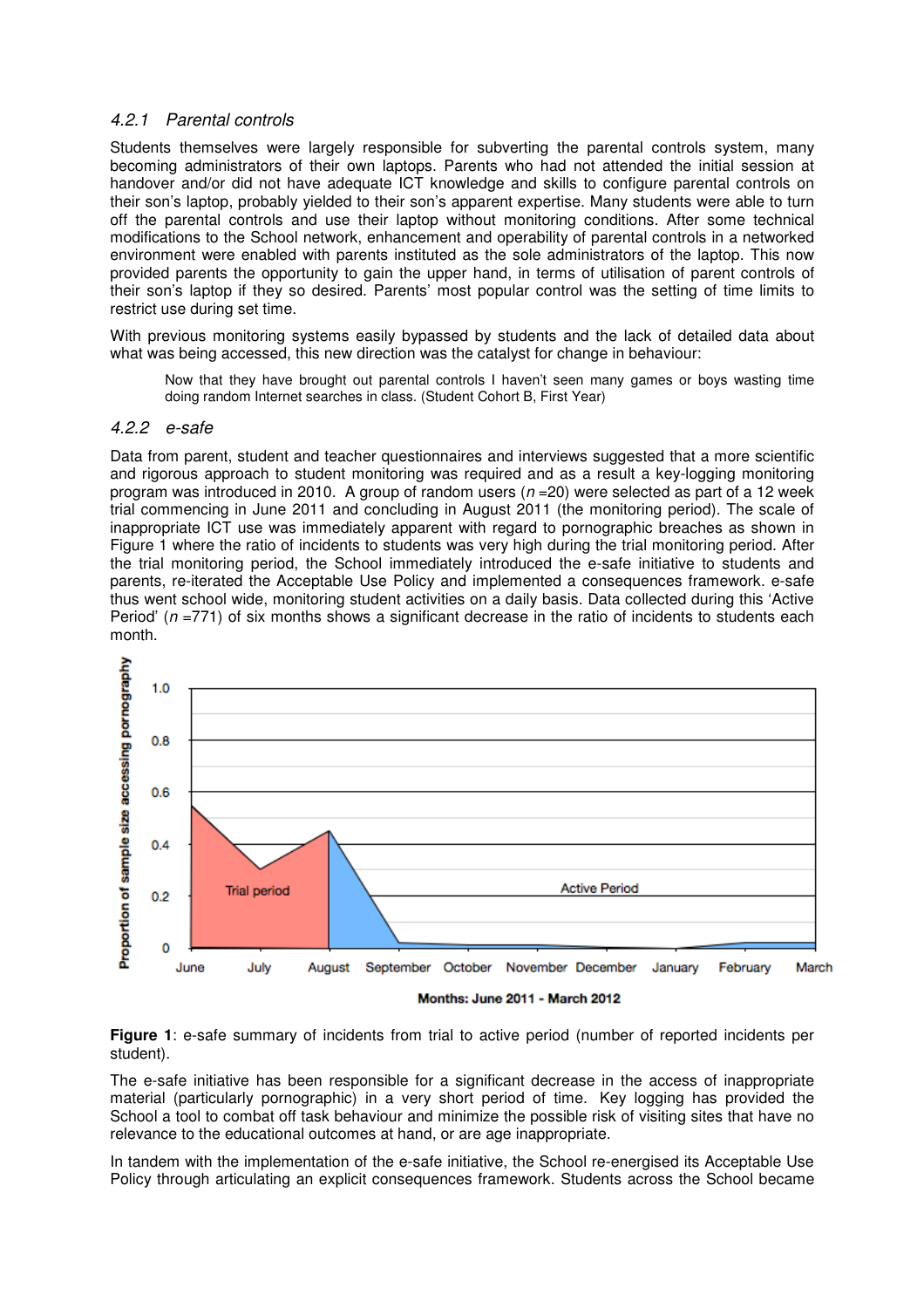#### 4.2.1 Parental controls

Students themselves were largely responsible for subverting the parental controls system, many becoming administrators of their own laptops. Parents who had not attended the initial session at handover and/or did not have adequate ICT knowledge and skills to configure parental controls on their son's laptop, probably yielded to their son's apparent expertise. Many students were able to turn off the parental controls and use their laptop without monitoring conditions. After some technical modifications to the School network, enhancement and operability of parental controls in a networked environment were enabled with parents instituted as the sole administrators of the laptop. This now provided parents the opportunity to gain the upper hand, in terms of utilisation of parent controls of their son's laptop if they so desired. Parents' most popular control was the setting of time limits to restrict use during set time.

With previous monitoring systems easily bypassed by students and the lack of detailed data about what was being accessed, this new direction was the catalyst for change in behaviour:

> Now that they have brought out parental controls I haven't seen many games or boys wasting time doing random Internet searches in class. (Student Cohort B, First Year)

#### 4.2.2 e-safe

Data from parent, student and teacher questionnaires and interviews suggested that a more scientific and rigorous approach to student monitoring was required and as a result a key-logging monitoring program was introduced in 2010. A group of random users (*n* =20) were selected as part of a 12 week trial commencing in June 2011 and concluding in August 2011 (the monitoring period). The scale of inappropriate ICT use was immediately apparent with regard to pornographic breaches as shown in Figure 1 where the ratio of incidents to students was very high during the trial monitoring period. After the trial monitoring period, the School immediately introduced the e-safe initiative to students and parents, re-iterated the Acceptable Use Policy and implemented a consequences framework. e-safe thus went school wide, monitoring student activities on a daily basis. Data collected during this 'Active Period' (*n* =771) of six months shows a significant decrease in the ratio of incidents to students each month.

**Figure 1**: e-safe summary of incidents from trial to active period (number of reported incidents per student).

The e-safe initiative has been responsible for a significant decrease in the access of inappropriate material (particularly pornographic) in a very short period of time. Key logging has provided the School a tool to combat off task behaviour and minimize the possible risk of visiting sites that have no relevance to the educational outcomes at hand, or are age inappropriate.

In tandem with the implementation of the e-safe initiative, the School re-energised its Acceptable Use Policy through articulating an explicit consequences framework. Students across the School became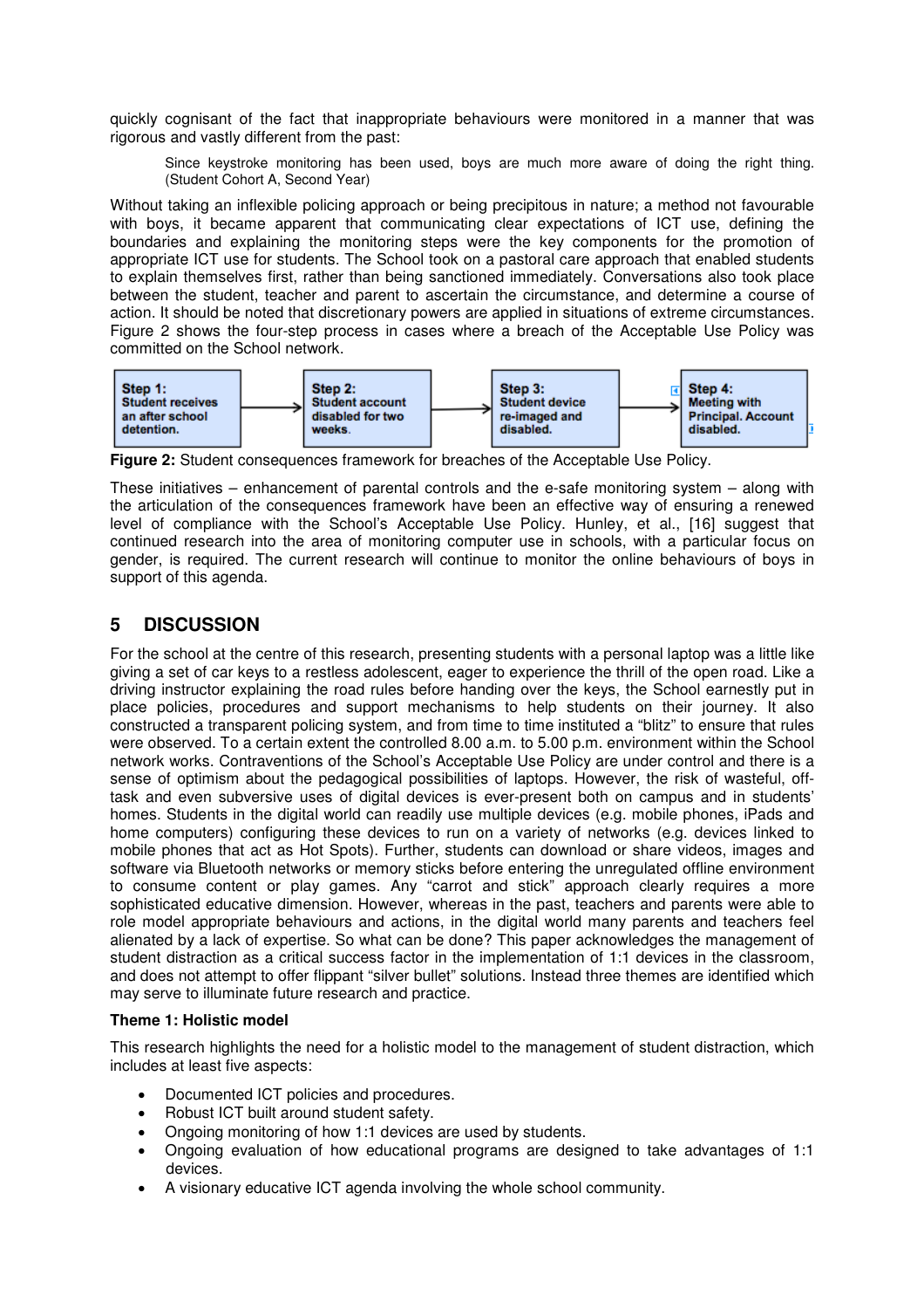quickly cognisant of the fact that inappropriate behaviours were monitored in a manner that was rigorous and vastly different from the past:

> Since keystroke monitoring has been used, boys are much more aware of doing the right thing. (Student Cohort A, Second Year)

Without taking an inflexible policing approach or being precipitous in nature; a method not favourable with boys, it became apparent that communicating clear expectations of ICT use, defining the boundaries and explaining the monitoring steps were the key components for the promotion of appropriate ICT use for students. The School took on a pastoral care approach that enabled students to explain themselves first, rather than being sanctioned immediately. Conversations also took place between the student, teacher and parent to ascertain the circumstance, and determine a course of action. It should be noted that discretionary powers are applied in situations of extreme circumstances. Figure 2 shows the four-step process in cases where a breach of the Acceptable Use Policy was committed on the School network.

**Step 1:** Student receives an after school detention. → **Step 2:** Student account disabled for two weeks. → **Step 3:** Student device re-imaged and disabled. → **Step 4:** Meeting with Principal. Account disabled.

**Figure 2:** Student consequences framework for breaches of the Acceptable Use Policy.

These initiatives – enhancement of parental controls and the e-safe monitoring system – along with the articulation of the consequences framework have been an effective way of ensuring a renewed level of compliance with the School's Acceptable Use Policy. Hunley, et al., [16] suggest that continued research into the area of monitoring computer use in schools, with a particular focus on gender, is required. The current research will continue to monitor the online behaviours of boys in support of this agenda.

## 5 DISCUSSION

For the school at the centre of this research, presenting students with a personal laptop was a little like giving a set of car keys to a restless adolescent, eager to experience the thrill of the open road. Like a driving instructor explaining the road rules before handing over the keys, the School earnestly put in place policies, procedures and support mechanisms to help students on their journey. It also constructed a transparent policing system, and from time to time instituted a "blitz" to ensure that rules were observed. To a certain extent the controlled 8.00 a.m. to 5.00 p.m. environment within the School network works. Contraventions of the School's Acceptable Use Policy are under control and there is a sense of optimism about the pedagogical possibilities of laptops. However, the risk of wasteful, off-task and even subversive uses of digital devices is ever-present both on campus and in students' homes. Students in the digital world can readily use multiple devices (e.g. mobile phones, iPads and home computers) configuring these devices to run on a variety of networks (e.g. devices linked to mobile phones that act as Hot Spots). Further, students can download or share videos, images and software via Bluetooth networks or memory sticks before entering the unregulated offline environment to consume content or play games. Any "carrot and stick" approach clearly requires a more sophisticated educative dimension. However, whereas in the past, teachers and parents were able to role model appropriate behaviours and actions, in the digital world many parents and teachers feel alienated by a lack of expertise. So what can be done? This paper acknowledges the management of student distraction as a critical success factor in the implementation of 1:1 devices in the classroom, and does not attempt to offer flippant "silver bullet" solutions. Instead three themes are identified which may serve to illuminate future research and practice.

**Theme 1: Holistic model**

This research highlights the need for a holistic model to the management of student distraction, which includes at least five aspects:

- Documented ICT policies and procedures.
- Robust ICT built around student safety.
- Ongoing monitoring of how 1:1 devices are used by students.
- Ongoing evaluation of how educational programs are designed to take advantages of 1:1 devices.
- A visionary educative ICT agenda involving the whole school community.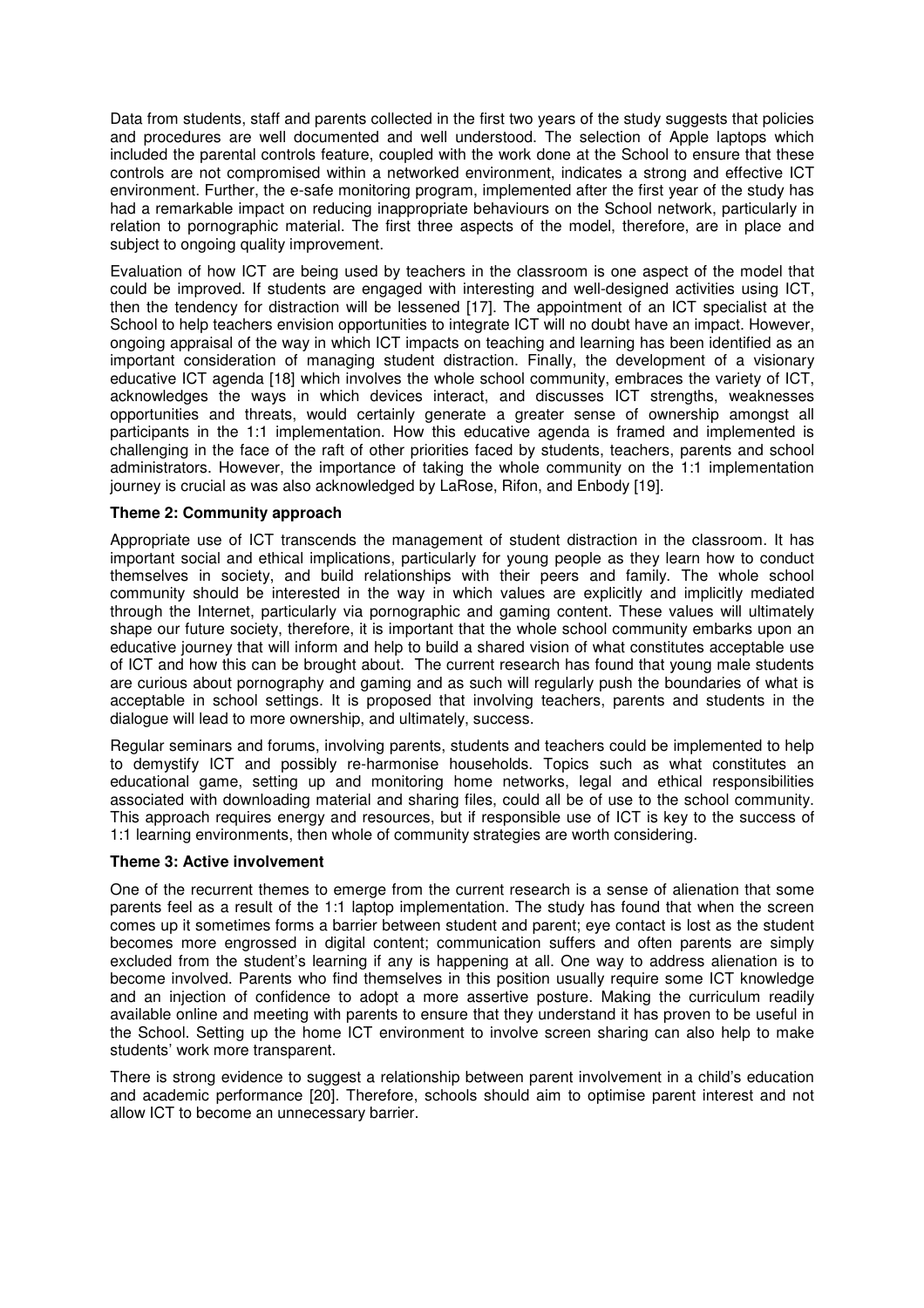Data from students, staff and parents collected in the first two years of the study suggests that policies and procedures are well documented and well understood. The selection of Apple laptops which included the parental controls feature, coupled with the work done at the School to ensure that these controls are not compromised within a networked environment, indicates a strong and effective ICT environment. Further, the e-safe monitoring program, implemented after the first year of the study has had a remarkable impact on reducing inappropriate behaviours on the School network, particularly in relation to pornographic material. The first three aspects of the model, therefore, are in place and subject to ongoing quality improvement.

Evaluation of how ICT are being used by teachers in the classroom is one aspect of the model that could be improved. If students are engaged with interesting and well-designed activities using ICT, then the tendency for distraction will be lessened [17]. The appointment of an ICT specialist at the School to help teachers envision opportunities to integrate ICT will no doubt have an impact. However, ongoing appraisal of the way in which ICT impacts on teaching and learning has been identified as an important consideration of managing student distraction. Finally, the development of a visionary educative ICT agenda [18] which involves the whole school community, embraces the variety of ICT, acknowledges the ways in which devices interact, and discusses ICT strengths, weaknesses opportunities and threats, would certainly generate a greater sense of ownership amongst all participants in the 1:1 implementation. How this educative agenda is framed and implemented is challenging in the face of the raft of other priorities faced by students, teachers, parents and school administrators. However, the importance of taking the whole community on the 1:1 implementation journey is crucial as was also acknowledged by LaRose, Rifon, and Enbody [19].

**Theme 2: Community approach**

Appropriate use of ICT transcends the management of student distraction in the classroom. It has important social and ethical implications, particularly for young people as they learn how to conduct themselves in society, and build relationships with their peers and family. The whole school community should be interested in the way in which values are explicitly and implicitly mediated through the Internet, particularly via pornographic and gaming content. These values will ultimately shape our future society, therefore, it is important that the whole school community embarks upon an educative journey that will inform and help to build a shared vision of what constitutes acceptable use of ICT and how this can be brought about. The current research has found that young male students are curious about pornography and gaming and as such will regularly push the boundaries of what is acceptable in school settings. It is proposed that involving teachers, parents and students in the dialogue will lead to more ownership, and ultimately, success.

Regular seminars and forums, involving parents, students and teachers could be implemented to help to demystify ICT and possibly re-harmonise households. Topics such as what constitutes an educational game, setting up and monitoring home networks, legal and ethical responsibilities associated with downloading material and sharing files, could all be of use to the school community. This approach requires energy and resources, but if responsible use of ICT is key to the success of 1:1 learning environments, then whole of community strategies are worth considering.

**Theme 3: Active involvement**

One of the recurrent themes to emerge from the current research is a sense of alienation that some parents feel as a result of the 1:1 laptop implementation. The study has found that when the screen comes up it sometimes forms a barrier between student and parent; eye contact is lost as the student becomes more engrossed in digital content; communication suffers and often parents are simply excluded from the student's learning if any is happening at all. One way to address alienation is to become involved. Parents who find themselves in this position usually require some ICT knowledge and an injection of confidence to adopt a more assertive posture. Making the curriculum readily available online and meeting with parents to ensure that they understand it has proven to be useful in the School. Setting up the home ICT environment to involve screen sharing can also help to make students' work more transparent.

There is strong evidence to suggest a relationship between parent involvement in a child's education and academic performance [20]. Therefore, schools should aim to optimise parent interest and not allow ICT to become an unnecessary barrier.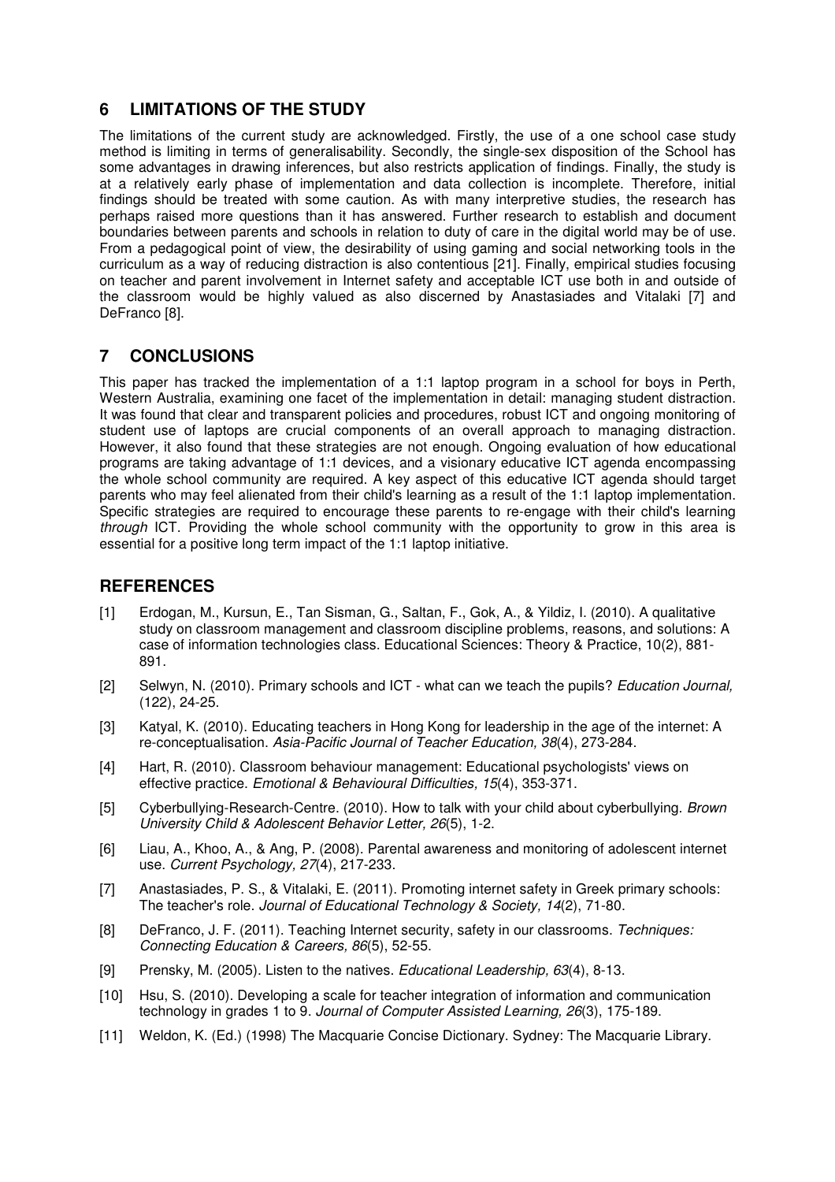## 6 LIMITATIONS OF THE STUDY

The limitations of the current study are acknowledged. Firstly, the use of a one school case study method is limiting in terms of generalisability. Secondly, the single-sex disposition of the School has some advantages in drawing inferences, but also restricts application of findings. Finally, the study is at a relatively early phase of implementation and data collection is incomplete. Therefore, initial findings should be treated with some caution. As with many interpretive studies, the research has perhaps raised more questions than it has answered. Further research to establish and document boundaries between parents and schools in relation to duty of care in the digital world may be of use. From a pedagogical point of view, the desirability of using gaming and social networking tools in the curriculum as a way of reducing distraction is also contentious [21]. Finally, empirical studies focusing on teacher and parent involvement in Internet safety and acceptable ICT use both in and outside of the classroom would be highly valued as also discerned by Anastasiades and Vitalaki [7] and DeFranco [8].

## 7 CONCLUSIONS

This paper has tracked the implementation of a 1:1 laptop program in a school for boys in Perth, Western Australia, examining one facet of the implementation in detail: managing student distraction. It was found that clear and transparent policies and procedures, robust ICT and ongoing monitoring of student use of laptops are crucial components of an overall approach to managing distraction. However, it also found that these strategies are not enough. Ongoing evaluation of how educational programs are taking advantage of 1:1 devices, and a visionary educative ICT agenda encompassing the whole school community are required. A key aspect of this educative ICT agenda should target parents who may feel alienated from their child's learning as a result of the 1:1 laptop implementation. Specific strategies are required to encourage these parents to re-engage with their child's learning *through* ICT. Providing the whole school community with the opportunity to grow in this area is essential for a positive long term impact of the 1:1 laptop initiative.

## REFERENCES

[1] Erdogan, M., Kursun, E., Tan Sisman, G., Saltan, F., Gok, A., & Yildiz, I. (2010). A qualitative study on classroom management and classroom discipline problems, reasons, and solutions: A case of information technologies class. Educational Sciences: Theory & Practice, 10(2), 881-891.

[2] Selwyn, N. (2010). Primary schools and ICT - what can we teach the pupils? *Education Journal,* (122), 24-25.

[3] Katyal, K. (2010). Educating teachers in Hong Kong for leadership in the age of the internet: A re-conceptualisation. *Asia-Pacific Journal of Teacher Education, 38*(4), 273-284.

[4] Hart, R. (2010). Classroom behaviour management: Educational psychologists' views on effective practice. *Emotional & Behavioural Difficulties, 15*(4), 353-371.

[5] Cyberbullying-Research-Centre. (2010). How to talk with your child about cyberbullying. *Brown University Child & Adolescent Behavior Letter, 26*(5), 1-2.

[6] Liau, A., Khoo, A., & Ang, P. (2008). Parental awareness and monitoring of adolescent internet use. *Current Psychology, 27*(4), 217-233.

[7] Anastasiades, P. S., & Vitalaki, E. (2011). Promoting internet safety in Greek primary schools: The teacher's role. *Journal of Educational Technology & Society, 14*(2), 71-80.

[8] DeFranco, J. F. (2011). Teaching Internet security, safety in our classrooms. *Techniques: Connecting Education & Careers, 86*(5), 52-55.

[9] Prensky, M. (2005). Listen to the natives. *Educational Leadership, 63*(4), 8-13.

[10] Hsu, S. (2010). Developing a scale for teacher integration of information and communication technology in grades 1 to 9. *Journal of Computer Assisted Learning, 26*(3), 175-189.

[11] Weldon, K. (Ed.) (1998) The Macquarie Concise Dictionary. Sydney: The Macquarie Library.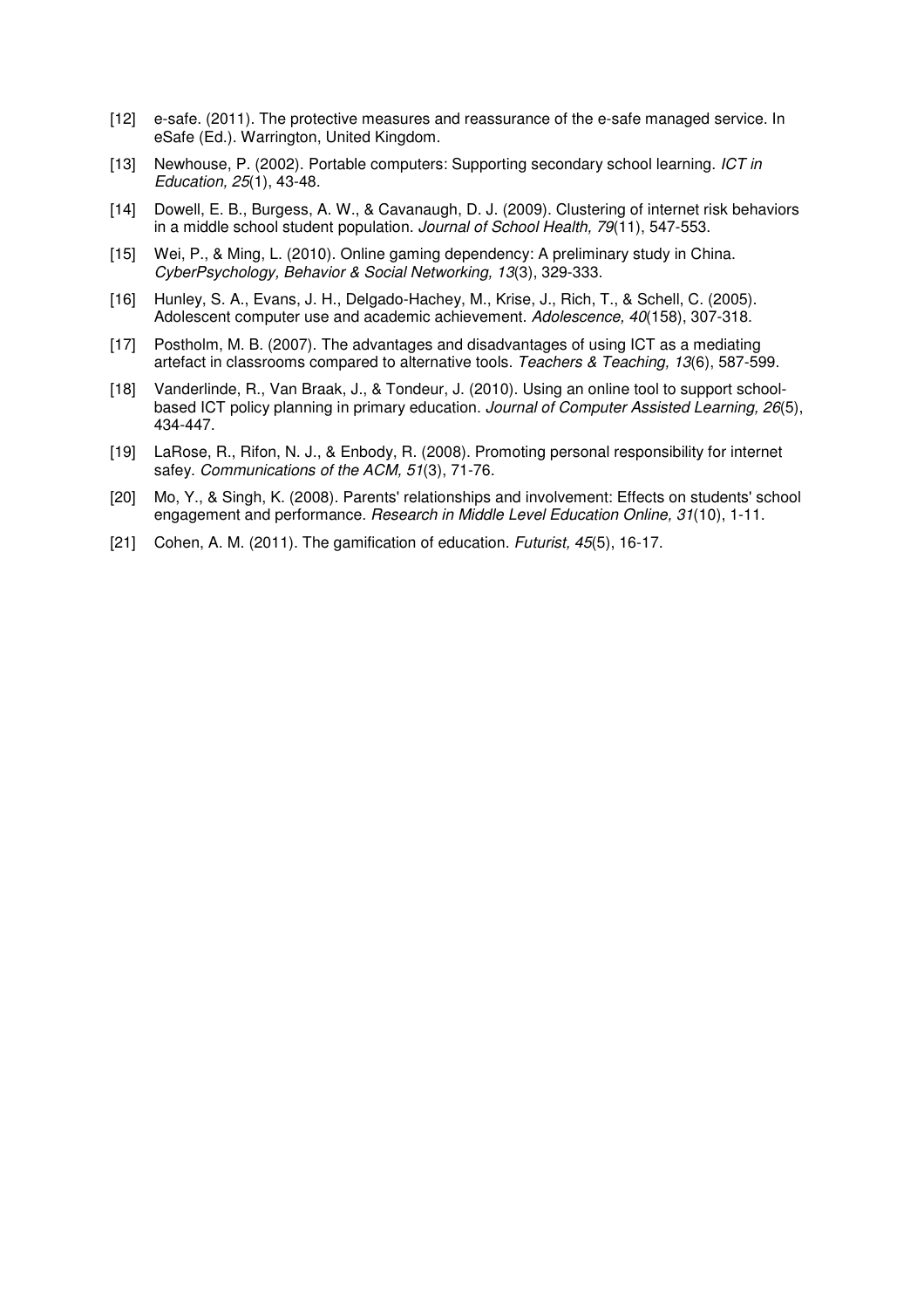[12] e-safe. (2011). The protective measures and reassurance of the e-safe managed service. In eSafe (Ed.). Warrington, United Kingdom.

[13] Newhouse, P. (2002). Portable computers: Supporting secondary school learning. *ICT in Education, 25*(1), 43-48.

[14] Dowell, E. B., Burgess, A. W., & Cavanaugh, D. J. (2009). Clustering of internet risk behaviors in a middle school student population. *Journal of School Health, 79*(11), 547-553.

[15] Wei, P., & Ming, L. (2010). Online gaming dependency: A preliminary study in China. *CyberPsychology, Behavior & Social Networking, 13*(3), 329-333.

[16] Hunley, S. A., Evans, J. H., Delgado-Hachey, M., Krise, J., Rich, T., & Schell, C. (2005). Adolescent computer use and academic achievement. *Adolescence, 40*(158), 307-318.

[17] Postholm, M. B. (2007). The advantages and disadvantages of using ICT as a mediating artefact in classrooms compared to alternative tools. *Teachers & Teaching, 13*(6), 587-599.

[18] Vanderlinde, R., Van Braak, J., & Tondeur, J. (2010). Using an online tool to support school-based ICT policy planning in primary education. *Journal of Computer Assisted Learning, 26*(5), 434-447.

[19] LaRose, R., Rifon, N. J., & Enbody, R. (2008). Promoting personal responsibility for internet safey. *Communications of the ACM, 51*(3), 71-76.

[20] Mo, Y., & Singh, K. (2008). Parents' relationships and involvement: Effects on students' school engagement and performance. *Research in Middle Level Education Online, 31*(10), 1-11.

[21] Cohen, A. M. (2011). The gamification of education. *Futurist, 45*(5), 16-17.